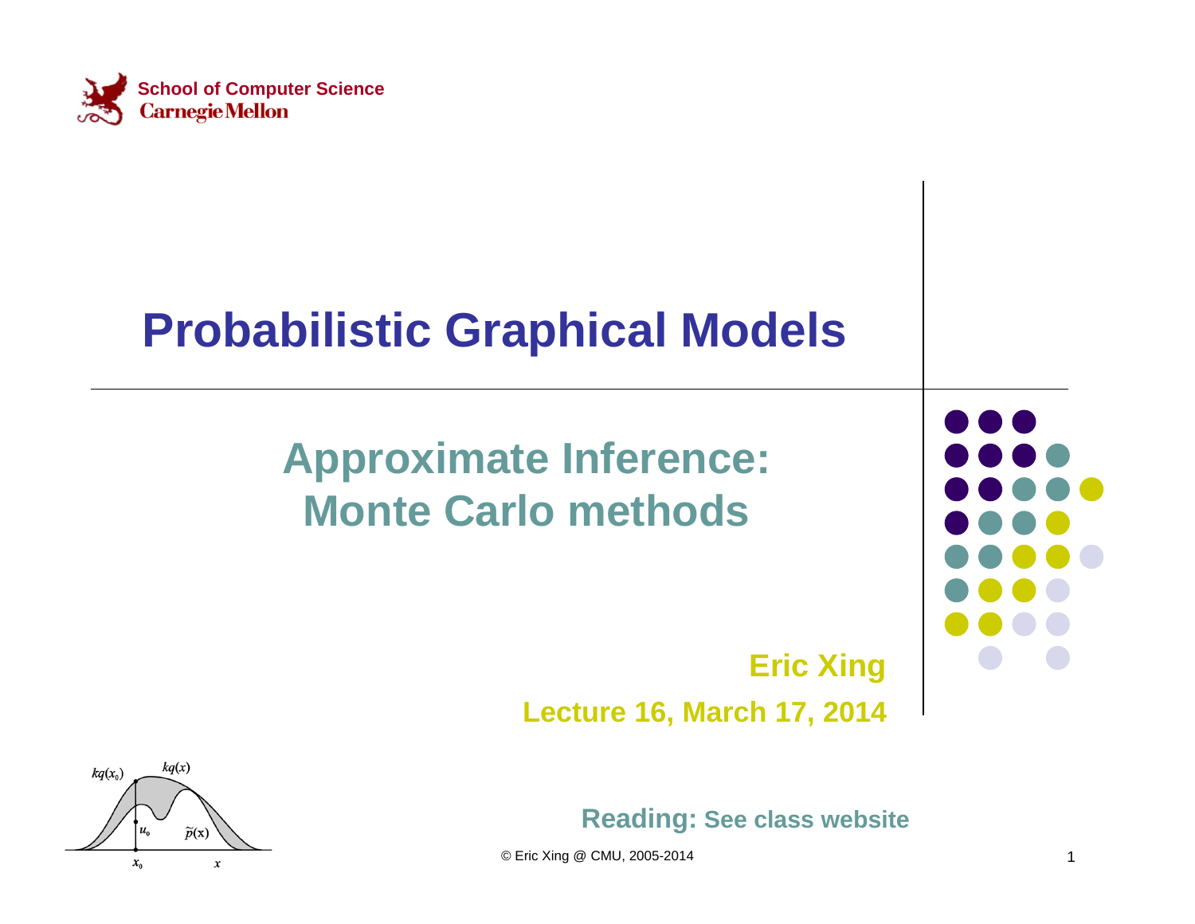School of Computer Science
Carnegie Mellon

# Probabilistic Graphical Models

## Approximate Inference: Monte Carlo methods

**Eric Xing**

**Lecture 16, March 17, 2014**

**Reading:** See class website

© Eric Xing @ CMU, 2005-2014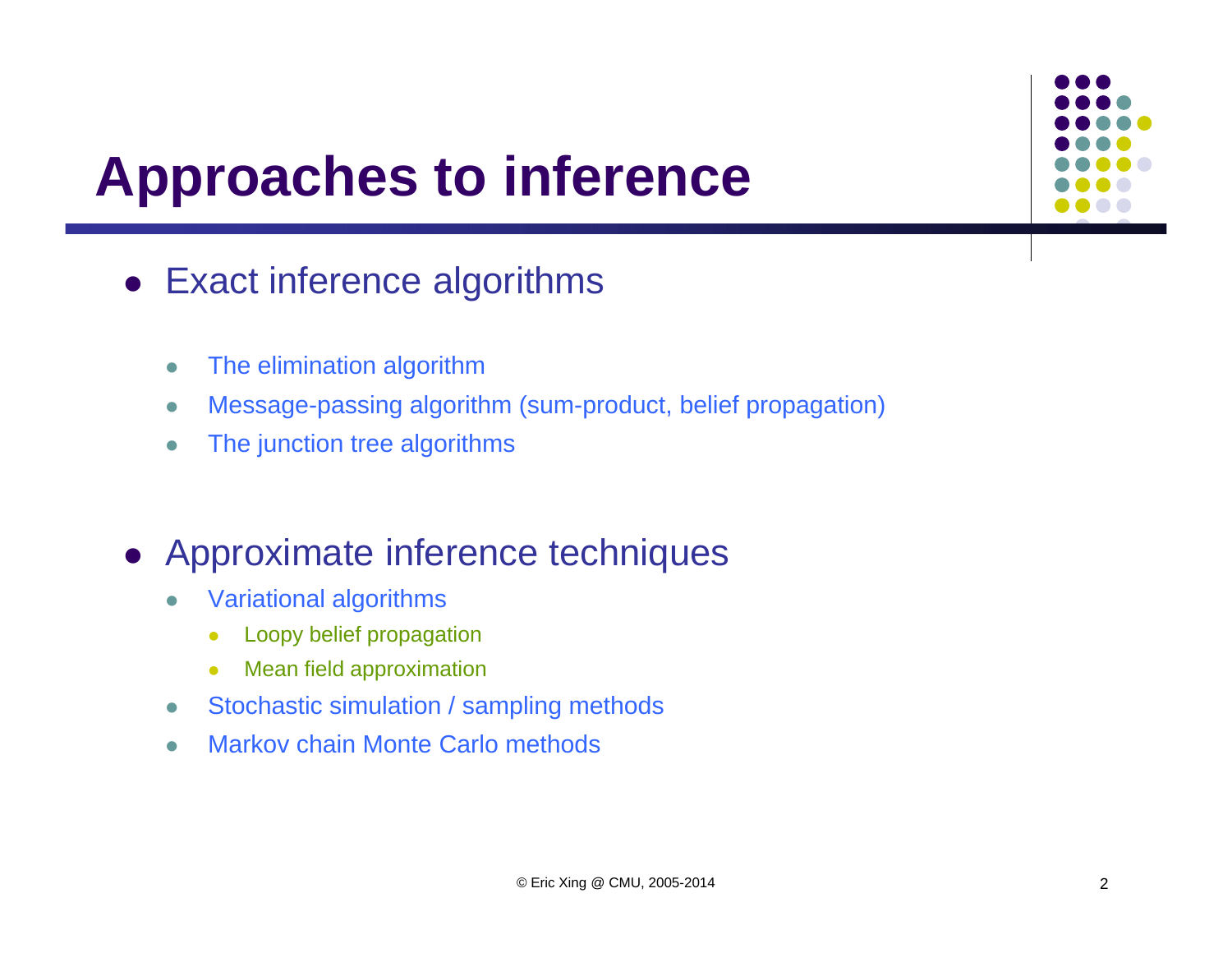# Approaches to inference

- Exact inference algorithms
  - The elimination algorithm
  - Message-passing algorithm (sum-product, belief propagation)
  - The junction tree algorithms

- Approximate inference techniques
  - Variational algorithms
    - Loopy belief propagation
    - Mean field approximation
  - Stochastic simulation / sampling methods
  - Markov chain Monte Carlo methods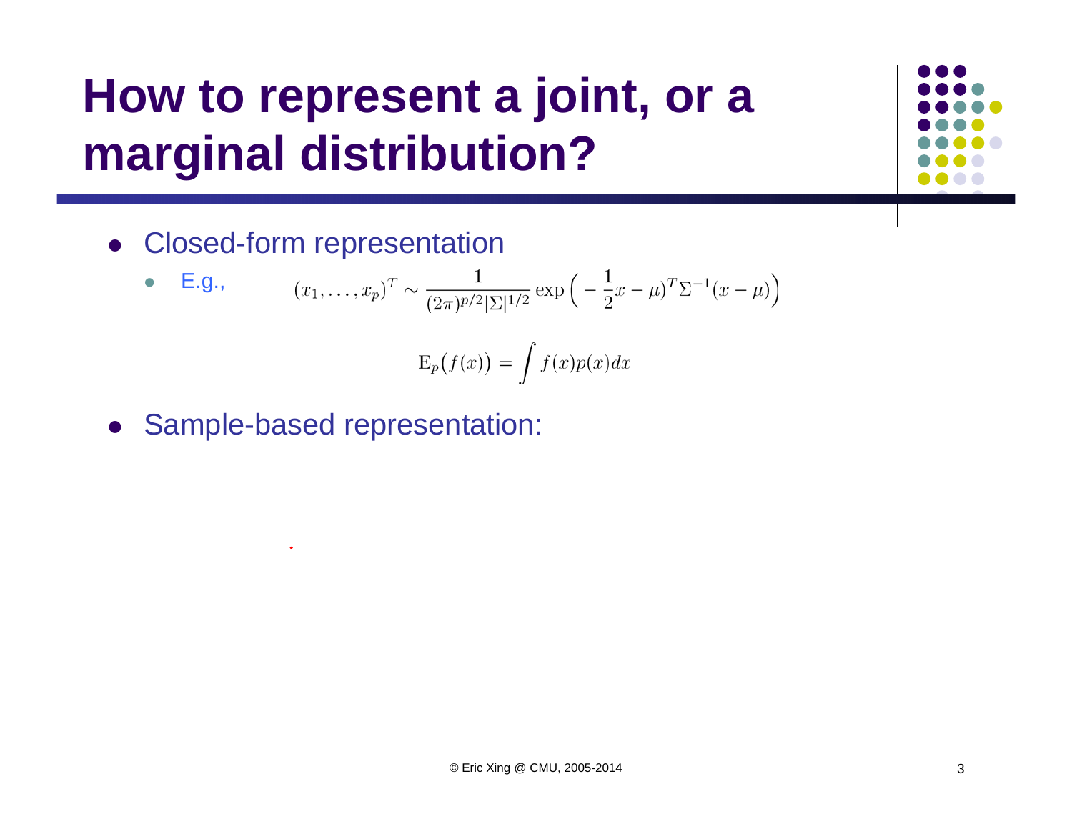# How to represent a joint, or a marginal distribution?

- Closed-form representation
  - E.g., $$(x_1, \ldots, x_p)^T \sim \frac{1}{(2\pi)^{p/2}|\Sigma|^{1/2}} \exp\Big( -\frac{1}{2}x - \mu)^T \Sigma^{-1}(x-\mu)\Big)$$

$$\mathrm{E}_p\big(f(x)\big) = \int f(x)p(x)dx$$

- Sample-based representation: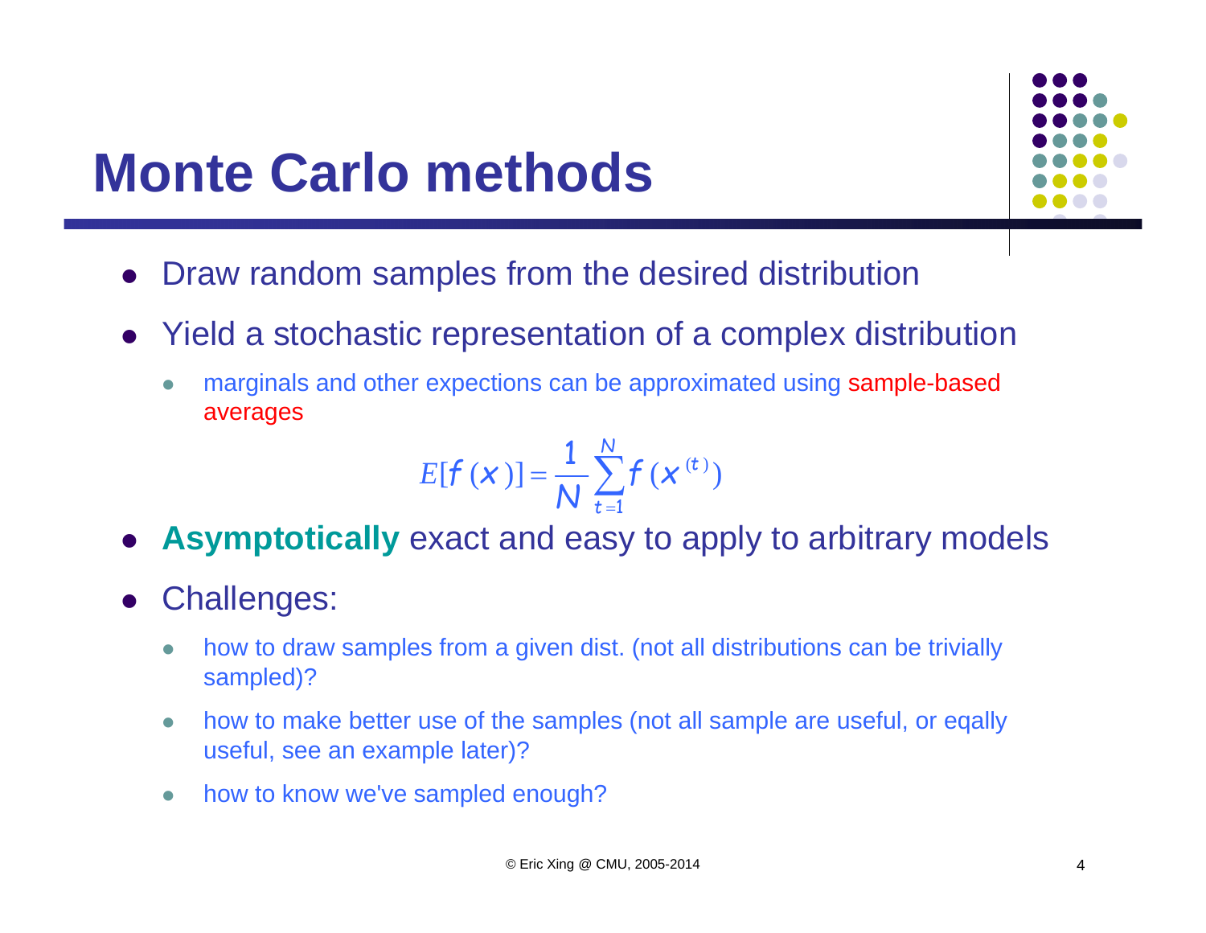# Monte Carlo methods

- Draw random samples from the desired distribution
- Yield a stochastic representation of a complex distribution
  - marginals and other expections can be approximated using sample-based averages

$$E[f(x)] = \frac{1}{N}\sum_{t=1}^{N} f(x^{(t)})$$

- **Asymptotically** exact and easy to apply to arbitrary models
- Challenges:
  - how to draw samples from a given dist. (not all distributions can be trivially sampled)?
  - how to make better use of the samples (not all sample are useful, or eqally useful, see an example later)?
  - how to know we've sampled enough?

© Eric Xing @ CMU, 2005-2014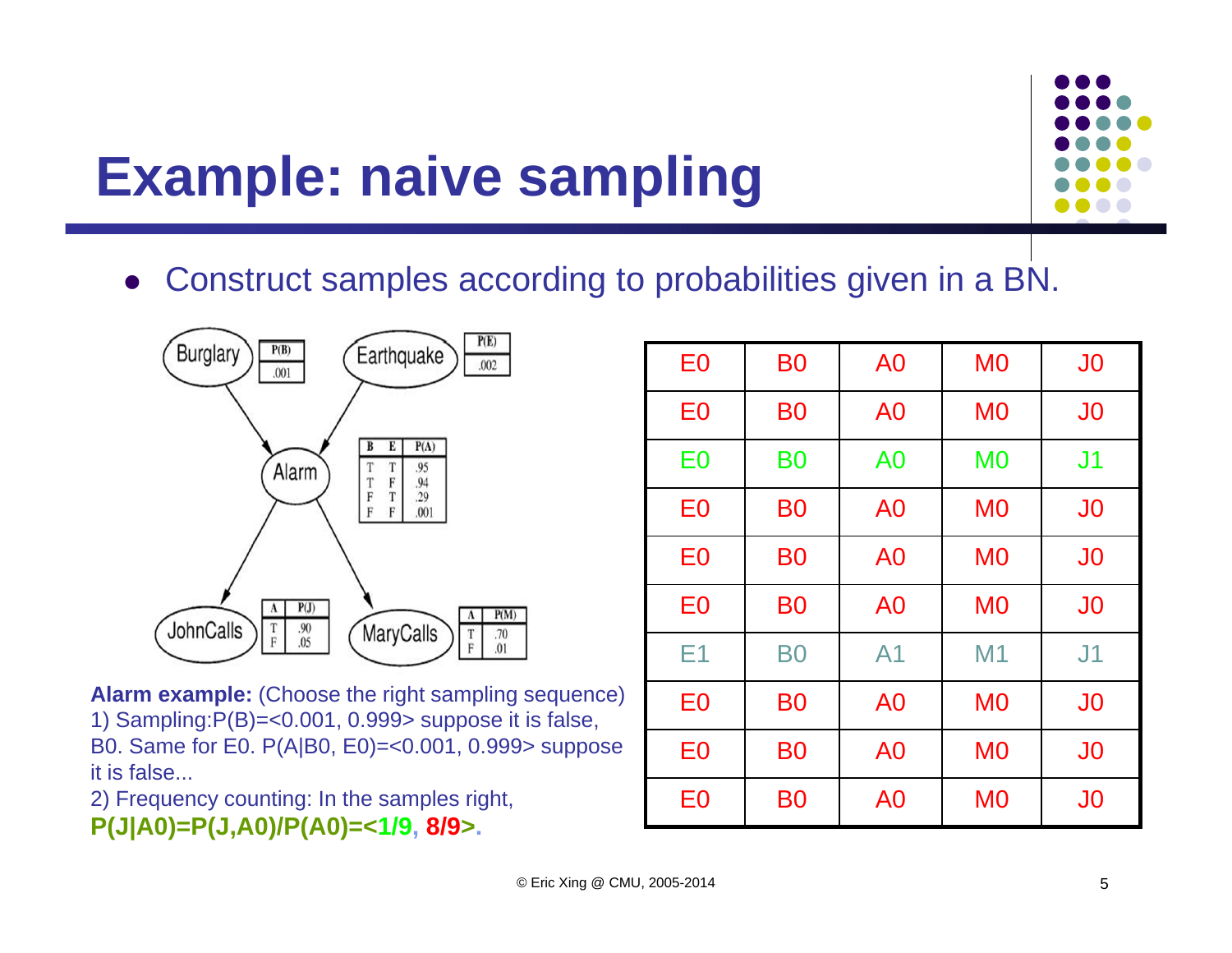# Example: naive sampling

- Construct samples according to probabilities given in a BN.

| Burglary | |
|---|---|
| P(B) | .001 |

| Earthquake | |
|---|---|
| P(E) | .002 |

| B | E | P(A) |
|---|---|---|
| T | T | .95 |
| T | F | .94 |
| F | T | .29 |
| F | F | .001 |

| A | P(J) |
|---|---|
| T | .90 |
| F | .05 |

| A | P(M) |
|---|---|
| T | .70 |
| F | .01 |

**Alarm example:** (Choose the right sampling sequence)
1) Sampling:P(B)=<0.001, 0.999> suppose it is false, B0. Same for E0. P(A|B0, E0)=<0.001, 0.999> suppose it is false...
2) Frequency counting: In the samples right, **P(J|A0)=P(J,A0)/P(A0)=<1/9, 8/9>.**

| | | | | |
|---|---|---|---|---|
| E0 | B0 | A0 | M0 | J0 |
| E0 | B0 | A0 | M0 | J0 |
| E0 | B0 | A0 | M0 | J1 |
| E0 | B0 | A0 | M0 | J0 |
| E0 | B0 | A0 | M0 | J0 |
| E0 | B0 | A0 | M0 | J0 |
| E1 | B0 | A1 | M1 | J1 |
| E0 | B0 | A0 | M0 | J0 |
| E0 | B0 | A0 | M0 | J0 |
| E0 | B0 | A0 | M0 | J0 |

© Eric Xing @ CMU, 2005-2014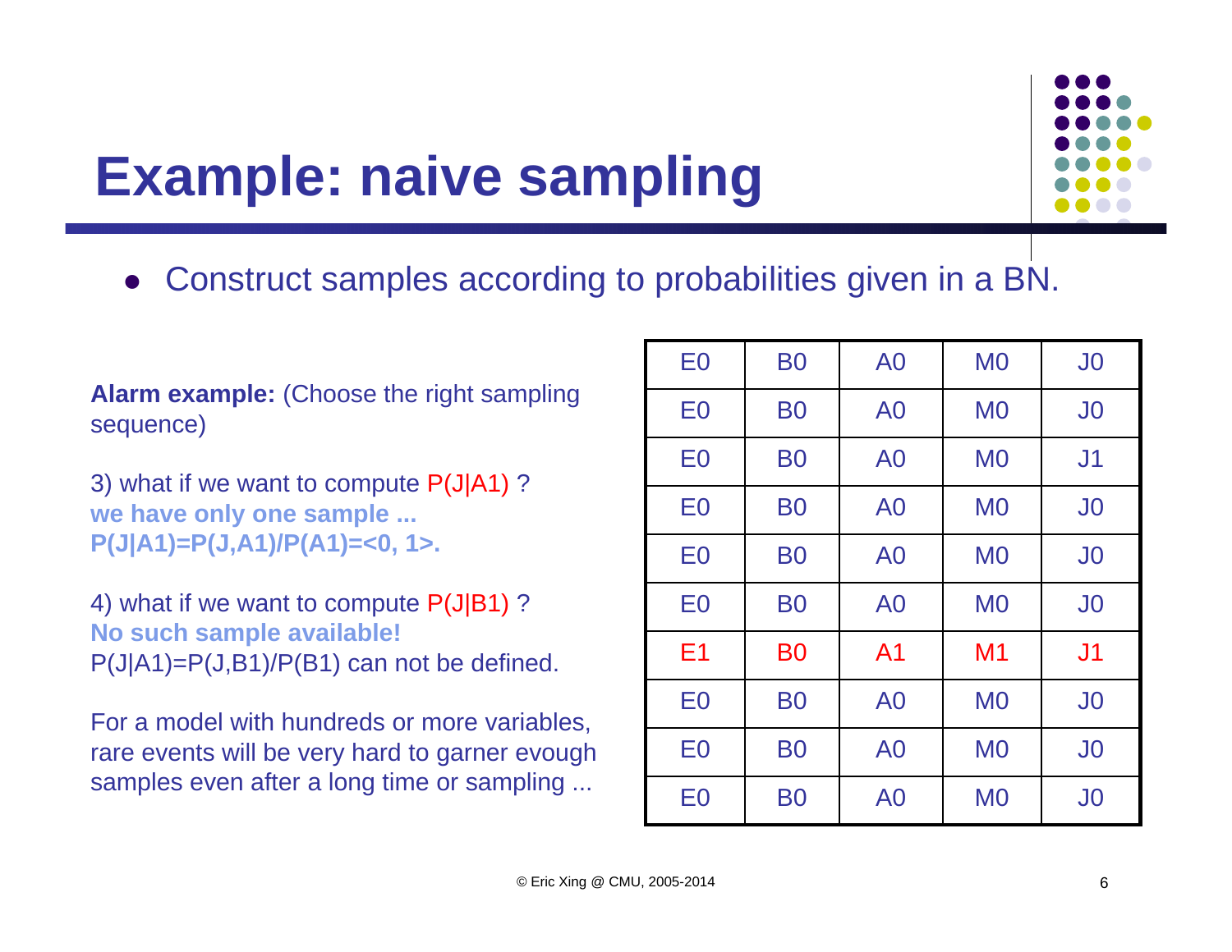# Example: naive sampling

- Construct samples according to probabilities given in a BN.

**Alarm example:** (Choose the right sampling sequence)

3) what if we want to compute P(J|A1) ?
**we have only one sample ...**
**P(J|A1)=P(J,A1)/P(A1)=<0, 1>.**

4) what if we want to compute P(J|B1) ?
**No such sample available!**
P(J|A1)=P(J,B1)/P(B1) can not be defined.

For a model with hundreds or more variables, rare events will be very hard to garner evough samples even after a long time or sampling ...

| | | | | |
|---|---|---|---|---|
| E0 | B0 | A0 | M0 | J0 |
| E0 | B0 | A0 | M0 | J0 |
| E0 | B0 | A0 | M0 | J1 |
| E0 | B0 | A0 | M0 | J0 |
| E0 | B0 | A0 | M0 | J0 |
| E0 | B0 | A0 | M0 | J0 |
| E1 | B0 | A1 | M1 | J1 |
| E0 | B0 | A0 | M0 | J0 |
| E0 | B0 | A0 | M0 | J0 |
| E0 | B0 | A0 | M0 | J0 |

© Eric Xing @ CMU, 2005-2014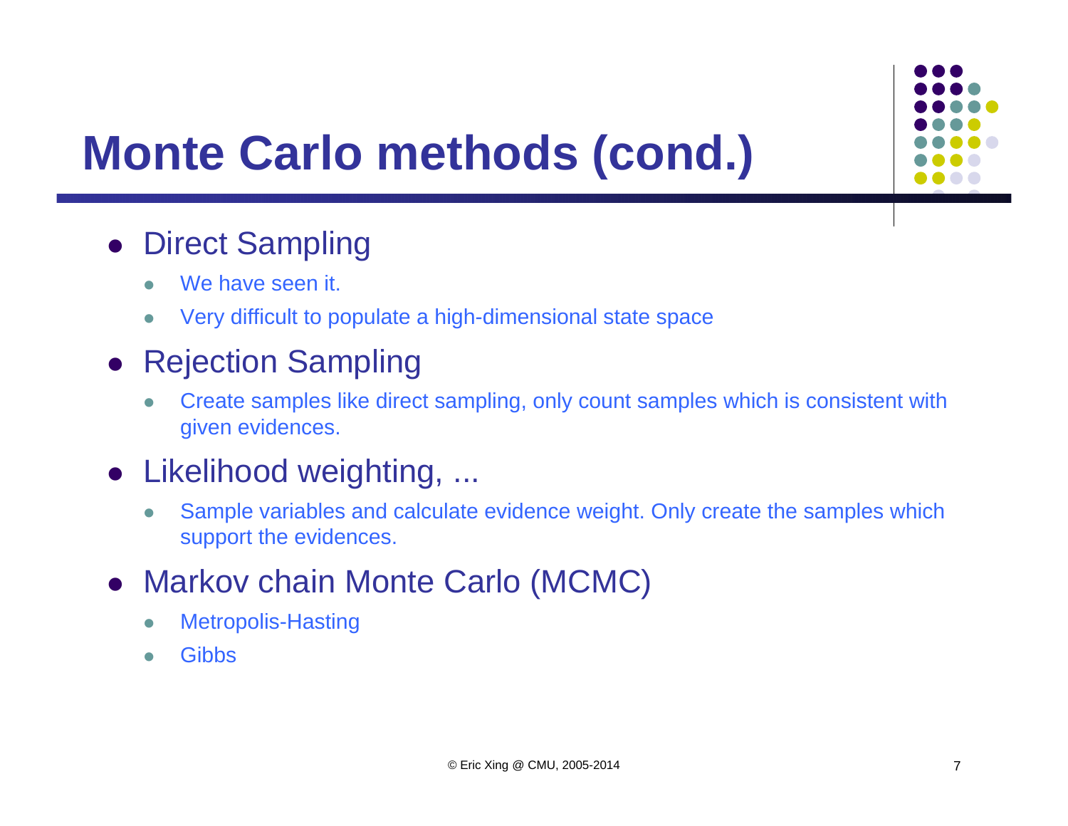# Monte Carlo methods (cond.)

- Direct Sampling
  - We have seen it.
  - Very difficult to populate a high-dimensional state space
- Rejection Sampling
  - Create samples like direct sampling, only count samples which is consistent with given evidences.
- Likelihood weighting, ...
  - Sample variables and calculate evidence weight. Only create the samples which support the evidences.
- Markov chain Monte Carlo (MCMC)
  - Metropolis-Hasting
  - Gibbs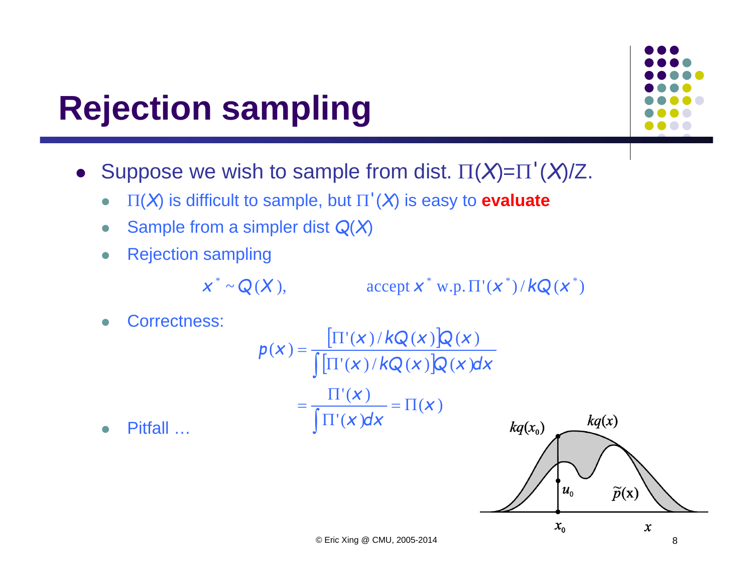# Rejection sampling

- Suppose we wish to sample from dist. $\Pi(X)=\Pi'(X)/Z$.
  - $\Pi(X)$ is difficult to sample, but $\Pi'(X)$ is easy to **evaluate**
  - Sample from a simpler dist $Q(X)$
  - Rejection sampling

$$x^* \sim Q(X), \qquad \text{accept } x^* \text{ w.p. } \Pi'(x^*)/kQ(x^*)$$

  - Correctness:

$$p(x) = \frac{[\Pi'(x)/kQ(x)]Q(x)}{\int [\Pi'(x)/kQ(x)]Q(x)dx} = \frac{\Pi'(x)}{\int \Pi'(x)dx} = \Pi(x)$$

  - Pitfall …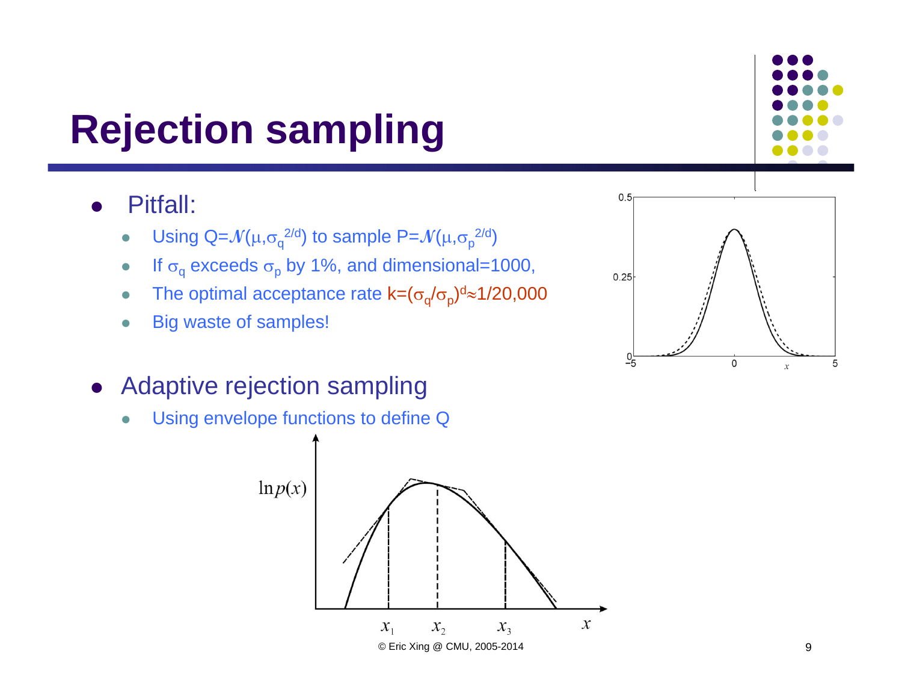# Rejection sampling

- Pitfall:
  - Using $Q=\mathcal{N}(\mu,\sigma_q^{2/d})$ to sample $P=\mathcal{N}(\mu,\sigma_p^{2/d})$
  - If $\sigma_q$ exceeds $\sigma_p$ by 1%, and dimensional=1000,
  - The optimal acceptance rate $k=(\sigma_q/\sigma_p)^d \approx 1/20{,}000$
  - Big waste of samples!

- Adaptive rejection sampling
  - Using envelope functions to define Q

© Eric Xing @ CMU, 2005-2014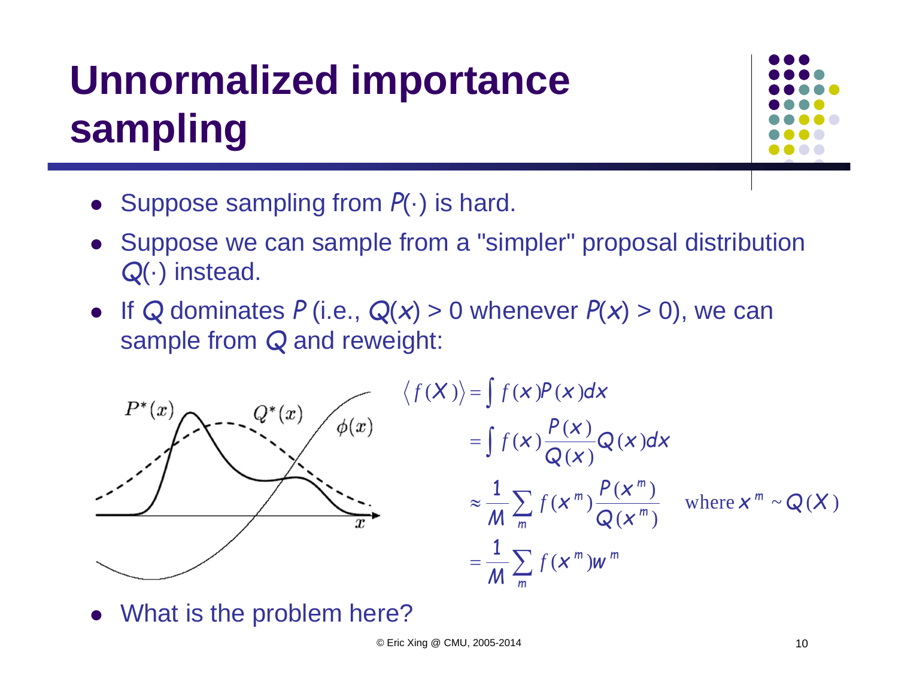# Unnormalized importance sampling

- Suppose sampling from $P(\cdot)$ is hard.
- Suppose we can sample from a "simpler" proposal distribution $Q(\cdot)$ instead.
- If $Q$ dominates $P$ (i.e., $Q(x) > 0$ whenever $P(x) > 0$), we can sample from $Q$ and reweight:

$$
\begin{aligned}
\langle f(X) \rangle &= \int f(x) P(x) dx \\
&= \int f(x) \frac{P(x)}{Q(x)} Q(x) dx \\
&\approx \frac{1}{M} \sum_m f(x^m) \frac{P(x^m)}{Q(x^m)} \quad \text{where } x^m \sim Q(X) \\
&= \frac{1}{M} \sum_m f(x^m) w^m
\end{aligned}
$$

- What is the problem here?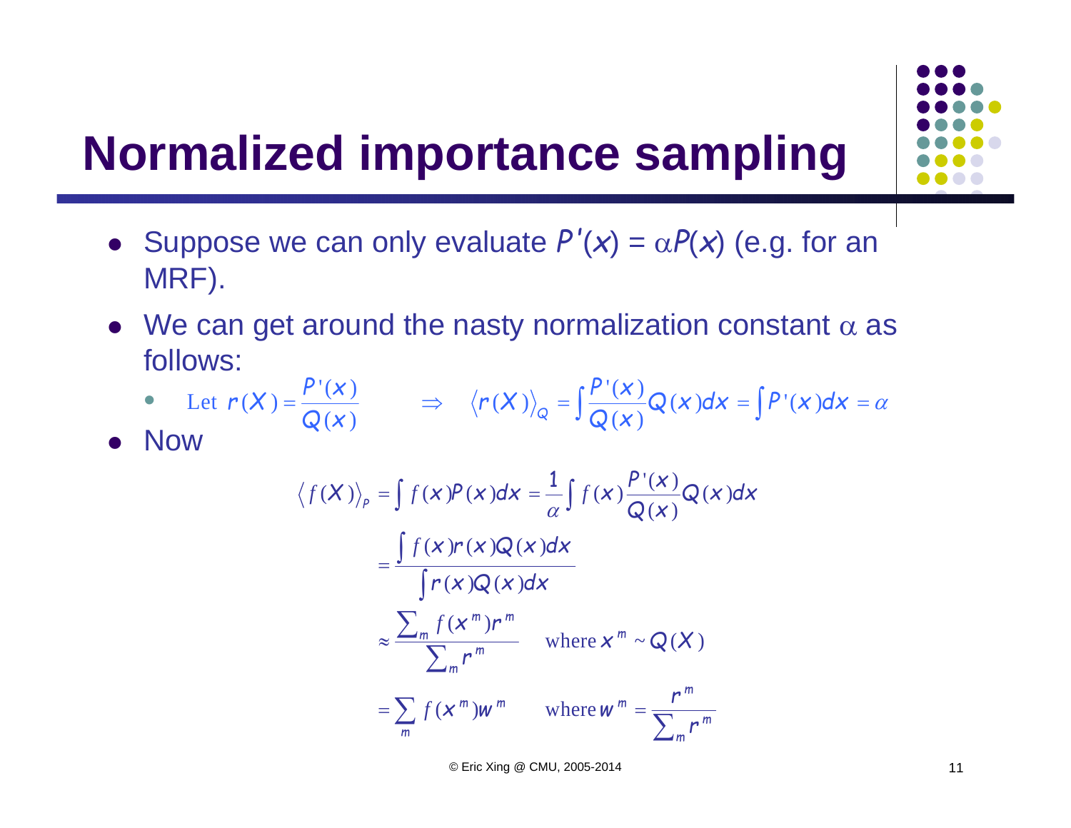# Normalized importance sampling

- Suppose we can only evaluate $P'(x) = \alpha P(x)$ (e.g. for an MRF).
- We can get around the nasty normalization constant $\alpha$ as follows:
  - Let $r(X) = \frac{P'(x)}{Q(x)}$ $\quad \Rightarrow \quad \langle r(X) \rangle_Q = \int \frac{P'(x)}{Q(x)} Q(x) dx = \int P'(x) dx = \alpha$
- Now

$$
\begin{aligned}
\langle f(X) \rangle_P &= \int f(x) P(x) dx = \frac{1}{\alpha} \int f(x) \frac{P'(x)}{Q(x)} Q(x) dx \\
&= \frac{\int f(x) r(x) Q(x) dx}{\int r(x) Q(x) dx} \\
&\approx \frac{\sum_m f(x^m) r^m}{\sum_m r^m} \quad \text{where } x^m \sim Q(X) \\
&= \sum_m f(x^m) w^m \quad \text{where } w^m = \frac{r^m}{\sum_m r^m}
\end{aligned}
$$

© Eric Xing @ CMU, 2005-2014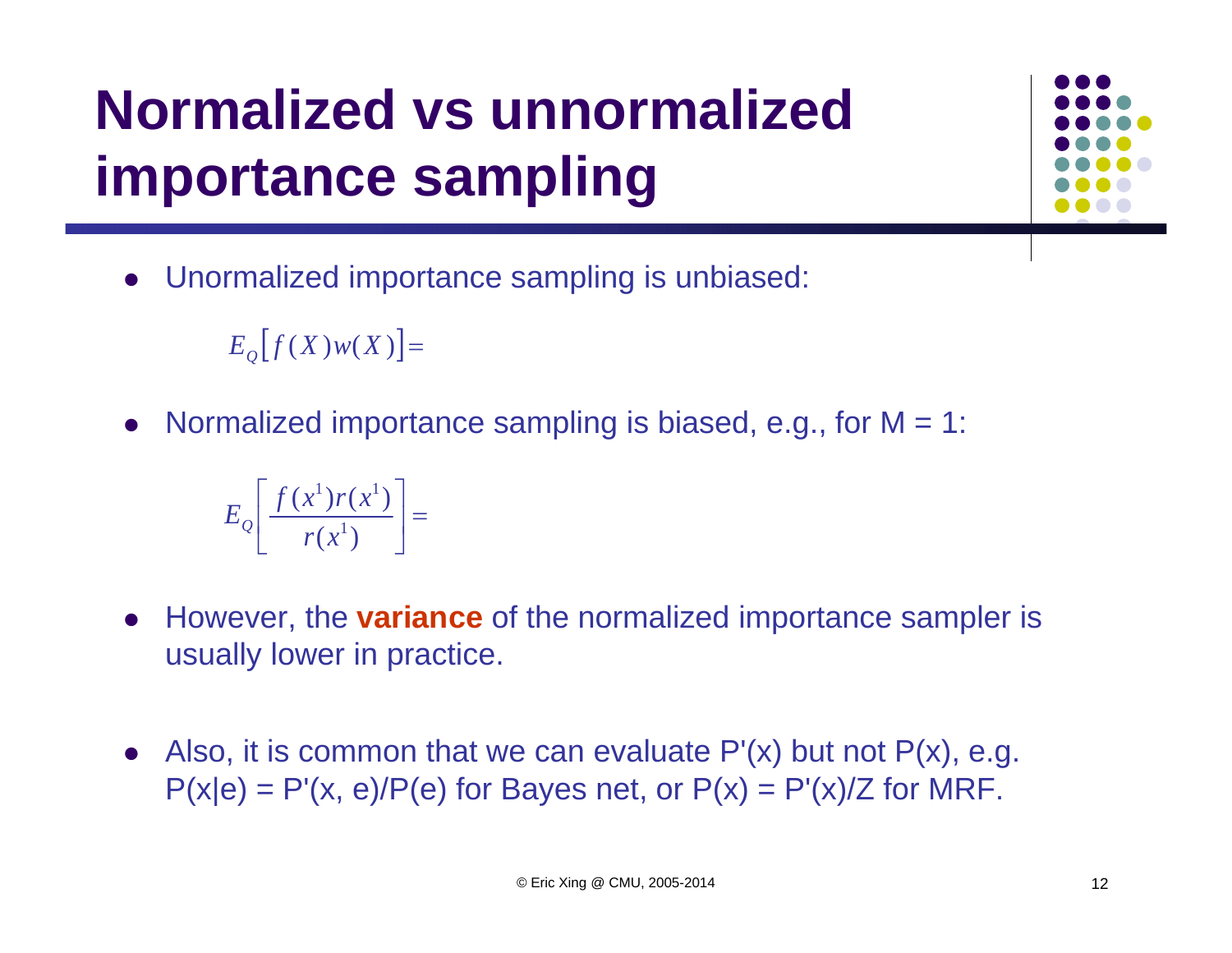# Normalized vs unnormalized importance sampling

- Unormalized importance sampling is unbiased:

$$E_Q\left[f(X)w(X)\right] =$$

- Normalized importance sampling is biased, e.g., for M = 1:

$$E_Q\left[\frac{f(x^1)r(x^1)}{r(x^1)}\right] =$$

- However, the **variance** of the normalized importance sampler is usually lower in practice.

- Also, it is common that we can evaluate P'(x) but not P(x), e.g. P(x|e) = P'(x, e)/P(e) for Bayes net, or P(x) = P'(x)/Z for MRF.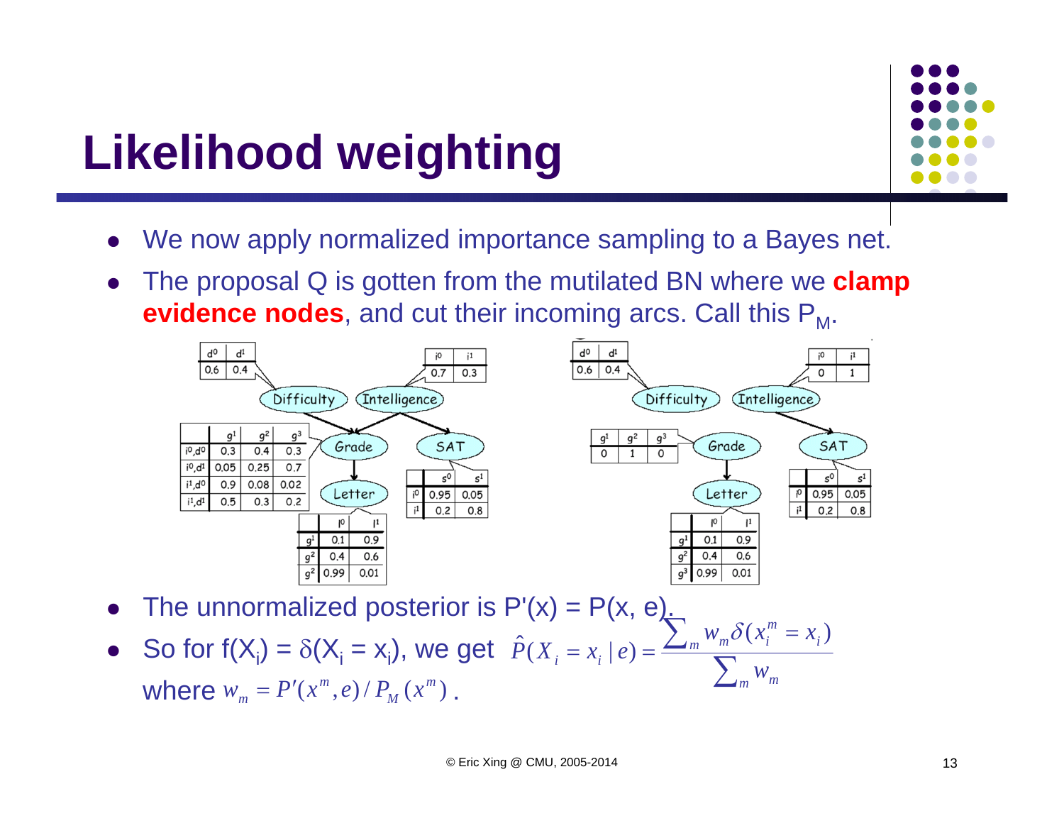# Likelihood weighting

- We now apply normalized importance sampling to a Bayes net.
- The proposal Q is gotten from the mutilated BN where we **clamp evidence nodes**, and cut their incoming arcs. Call this $P_M$.

**Original BN:**

| $d^0$ | $d^1$ |
|---|---|
| 0.6 | 0.4 |

| $i^0$ | $i^1$ |
|---|---|
| 0.7 | 0.3 |

Grade:

| | $g^1$ | $g^2$ | $g^3$ |
|---|---|---|---|
| $i^0,d^0$ | 0.3 | 0.4 | 0.3 |
| $i^0,d^1$ | 0.05 | 0.25 | 0.7 |
| $i^1,d^0$ | 0.9 | 0.08 | 0.02 |
| $i^1,d^1$ | 0.5 | 0.3 | 0.2 |

SAT:

| | $s^0$ | $s^1$ |
|---|---|---|
| $i^0$ | 0.95 | 0.05 |
| $i^1$ | 0.2 | 0.8 |

Letter:

| | $l^0$ | $l^1$ |
|---|---|---|
| $g^1$ | 0.1 | 0.9 |
| $g^2$ | 0.4 | 0.6 |
| $g^2$ | 0.99 | 0.01 |

**Mutilated BN:**

| $d^0$ | $d^1$ |
|---|---|
| 0.6 | 0.4 |

| $i^0$ | $i^1$ |
|---|---|
| 0 | 1 |

Grade:

| $g^1$ | $g^2$ | $g^3$ |
|---|---|---|
| 0 | 1 | 0 |

SAT:

| | $s^0$ | $s^1$ |
|---|---|---|
| $i^0$ | 0.95 | 0.05 |
| $i^1$ | 0.2 | 0.8 |

Letter:

| | $l^0$ | $l^1$ |
|---|---|---|
| $g^1$ | 0.1 | 0.9 |
| $g^2$ | 0.4 | 0.6 |
| $g^3$ | 0.99 | 0.01 |

- The unnormalized posterior is $P'(x) = P(x, e)$.
- So for $f(X_i) = \delta(X_i = x_i)$, we get $\hat{P}(X_i = x_i \mid e) = \dfrac{\sum_m w_m \delta(x_i^m = x_i)}{\sum_m w_m}$ where $w_m = P'(x^m, e) / P_M(x^m)$.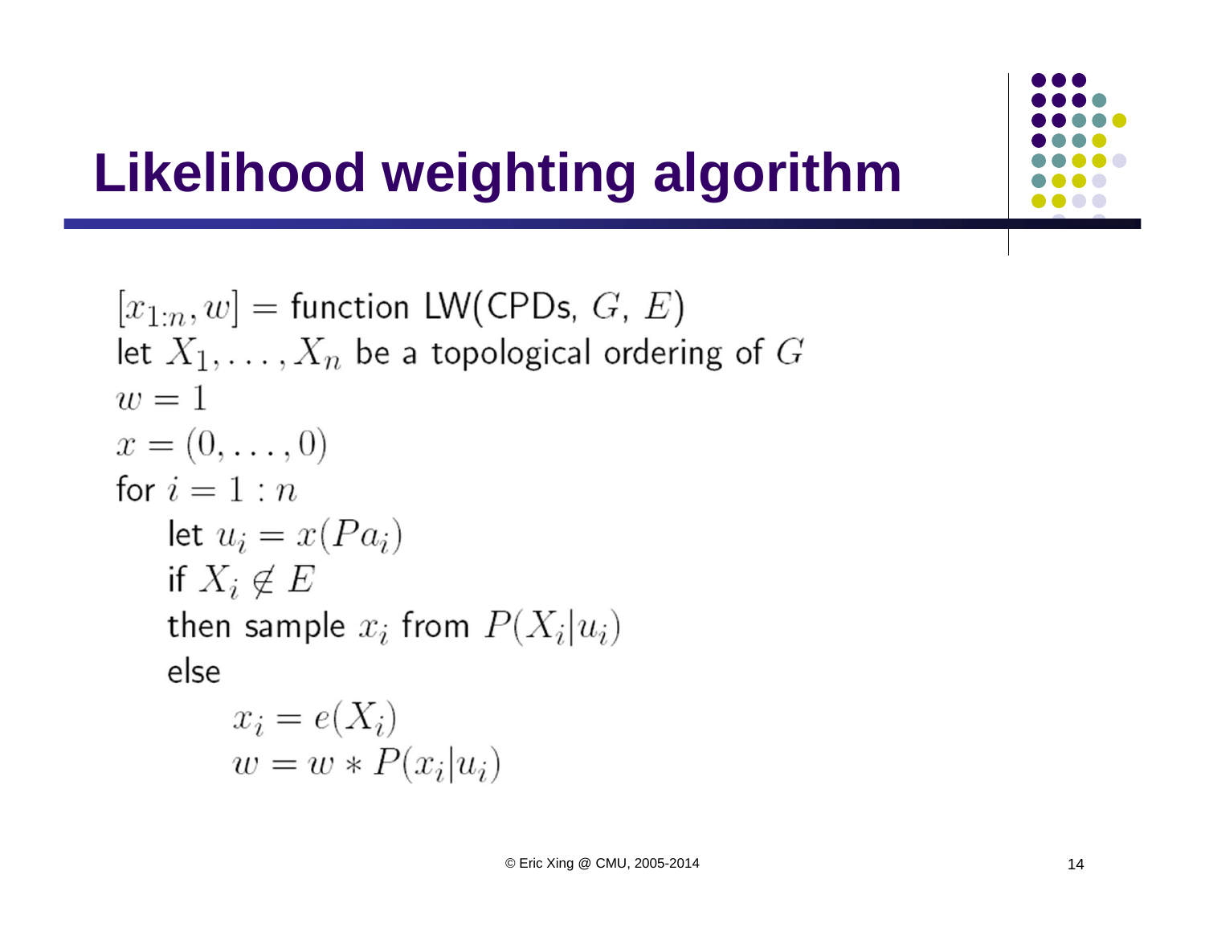# Likelihood weighting algorithm

$[x_{1:n}, w] =$ function LW(CPDs, $G$, $E$)
let $X_1, \ldots, X_n$ be a topological ordering of $G$
$w = 1$
$x = (0, \ldots, 0)$
for $i = 1 : n$
    let $u_i = x(Pa_i)$
    if $X_i \notin E$
    then sample $x_i$ from $P(X_i | u_i)$
    else
        $x_i = e(X_i)$
        $w = w * P(x_i | u_i)$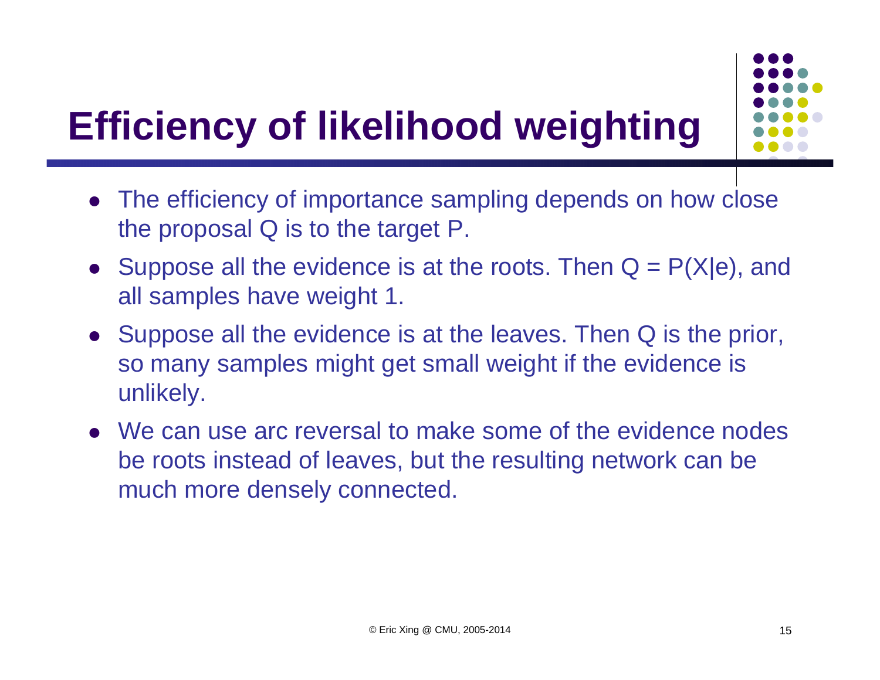# Efficiency of likelihood weighting

- The efficiency of importance sampling depends on how close the proposal Q is to the target P.
- Suppose all the evidence is at the roots. Then $Q = P(X|e)$, and all samples have weight 1.
- Suppose all the evidence is at the leaves. Then Q is the prior, so many samples might get small weight if the evidence is unlikely.
- We can use arc reversal to make some of the evidence nodes be roots instead of leaves, but the resulting network can be much more densely connected.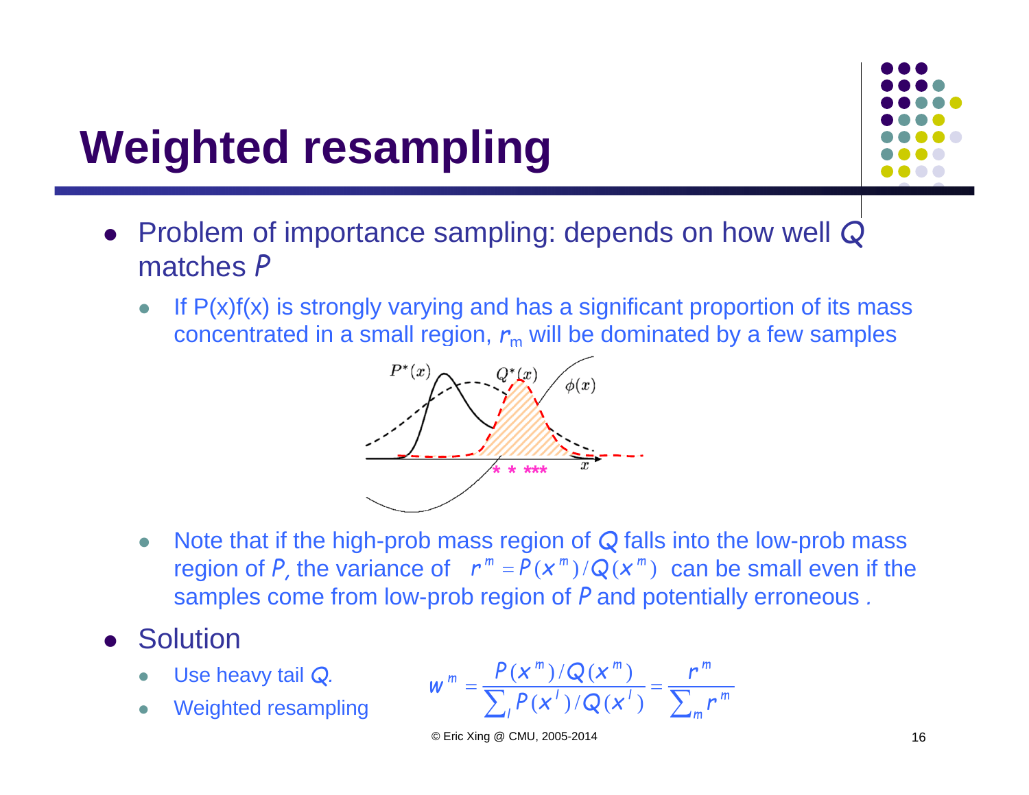# Weighted resampling

- Problem of importance sampling: depends on how well $Q$ matches $P$
  - If P(x)f(x) is strongly varying and has a significant proportion of its mass concentrated in a small region, $r_m$ will be dominated by a few samples
  - Note that if the high-prob mass region of $Q$ falls into the low-prob mass region of $P$, the variance of $r^m = P(x^m)/Q(x^m)$ can be small even if the samples come from low-prob region of $P$ and potentially erroneous .
- Solution
  - Use heavy tail $Q$.
  - Weighted resampling

$$w^m = \frac{P(x^m)/Q(x^m)}{\sum_l P(x^l)/Q(x^l)} = \frac{r^m}{\sum_m r^m}$$

© Eric Xing @ CMU, 2005-2014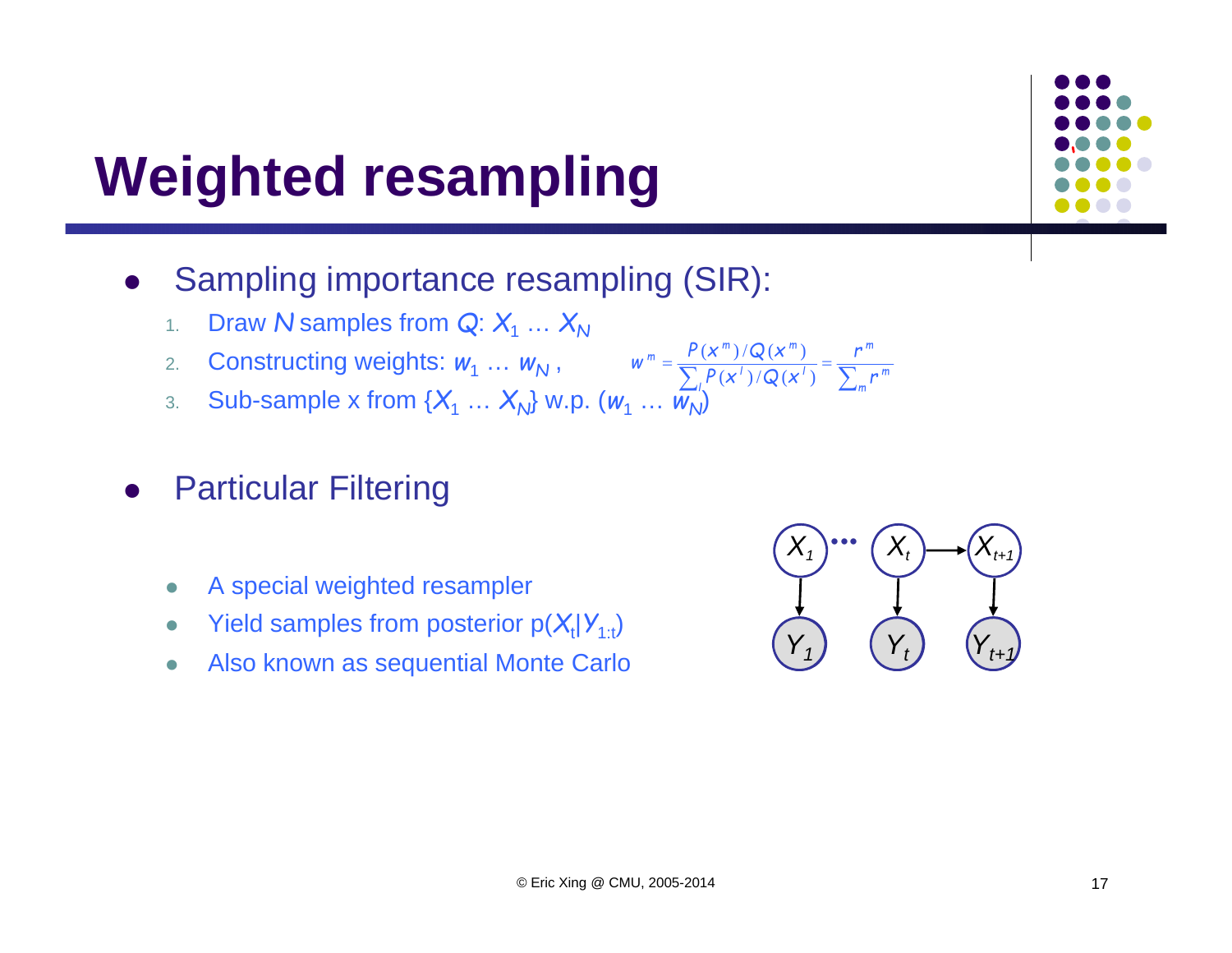# Weighted resampling

- Sampling importance resampling (SIR):
  1. Draw $N$ samples from $Q$: $X_1 \ldots X_N$
  2. Constructing weights: $w_1 \ldots w_N$ , $\quad w^m = \frac{P(x^m)/Q(x^m)}{\sum_l P(x^l)/Q(x^l)} = \frac{r^m}{\sum_m r^m}$
  3. Sub-sample x from $\{X_1 \ldots X_N\}$ w.p. $(w_1 \ldots w_N)$

- Particular Filtering
  - A special weighted resampler
  - Yield samples from posterior $p(X_t|Y_{1:t})$
  - Also known as sequential Monte Carlo

© Eric Xing @ CMU, 2005-2014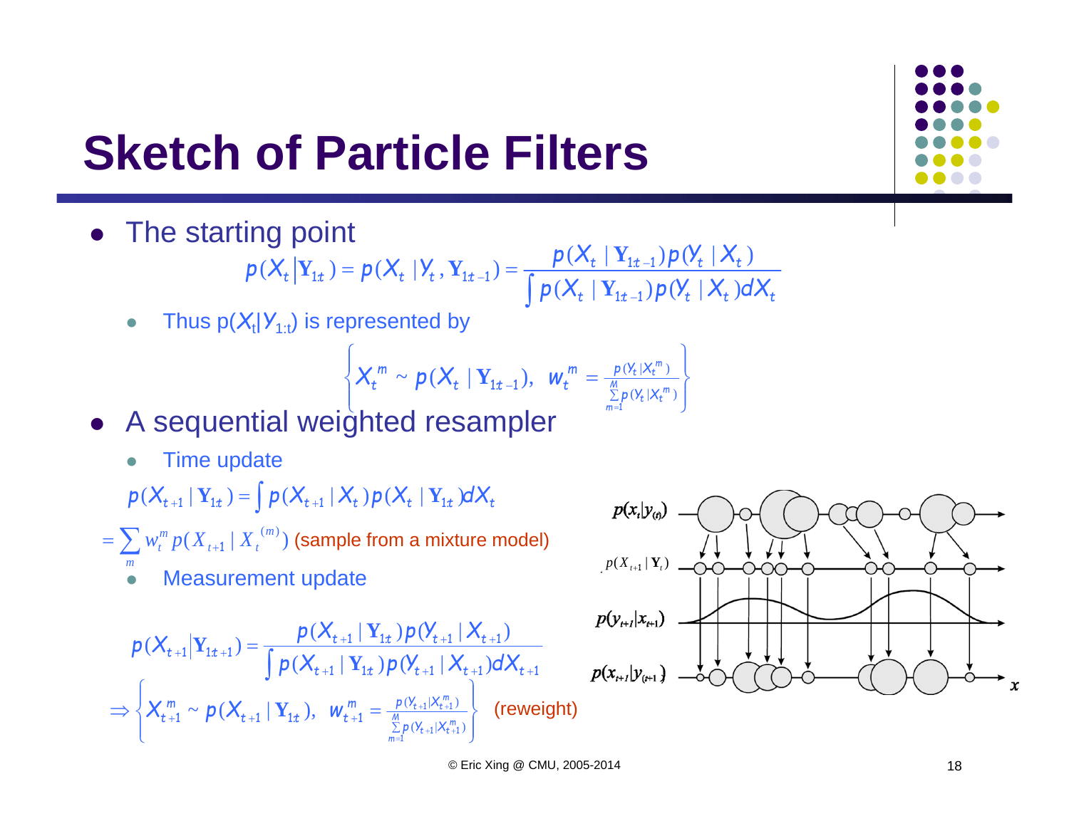# Sketch of Particle Filters

- The starting point

$$p(X_t | \mathbf{Y}_{1:t}) = p(X_t | Y_t, \mathbf{Y}_{1:t-1}) = \frac{p(X_t | \mathbf{Y}_{1:t-1}) p(Y_t | X_t)}{\int p(X_t | \mathbf{Y}_{1:t-1}) p(Y_t | X_t) dX_t}$$

  - Thus $p(X_t | Y_{1:t})$ is represented by

$$\left\{ X_t^m \sim p(X_t | \mathbf{Y}_{1:t-1}), \;\; w_t^m = \frac{p(Y_t | X_t^m)}{\sum_{m=1}^{M} p(Y_t | X_t^m)} \right\}$$

- A sequential weighted resampler
  - Time update

$$p(X_{t+1} | \mathbf{Y}_{1:t}) = \int p(X_{t+1} | X_t) p(X_t | \mathbf{Y}_{1:t}) dX_t$$

$$= \sum_m w_t^m p(X_{t+1} | X_t^{(m)}) \text{ (sample from a mixture model)}$$

  - Measurement update

$$p(X_{t+1} | \mathbf{Y}_{1:t+1}) = \frac{p(X_{t+1} | \mathbf{Y}_{1:t}) p(Y_{t+1} | X_{t+1})}{\int p(X_{t+1} | \mathbf{Y}_{1:t}) p(Y_{t+1} | X_{t+1}) dX_{t+1}}$$

$$\Rightarrow \left\{ X_{t+1}^m \sim p(X_{t+1} | \mathbf{Y}_{1:t}), \;\; w_{t+1}^m = \frac{p(Y_{t+1} | X_{t+1}^m)}{\sum_{m=1}^{M} p(Y_{t+1} | X_{t+1}^m)} \right\} \text{ (reweight)}$$

© Eric Xing @ CMU, 2005-2014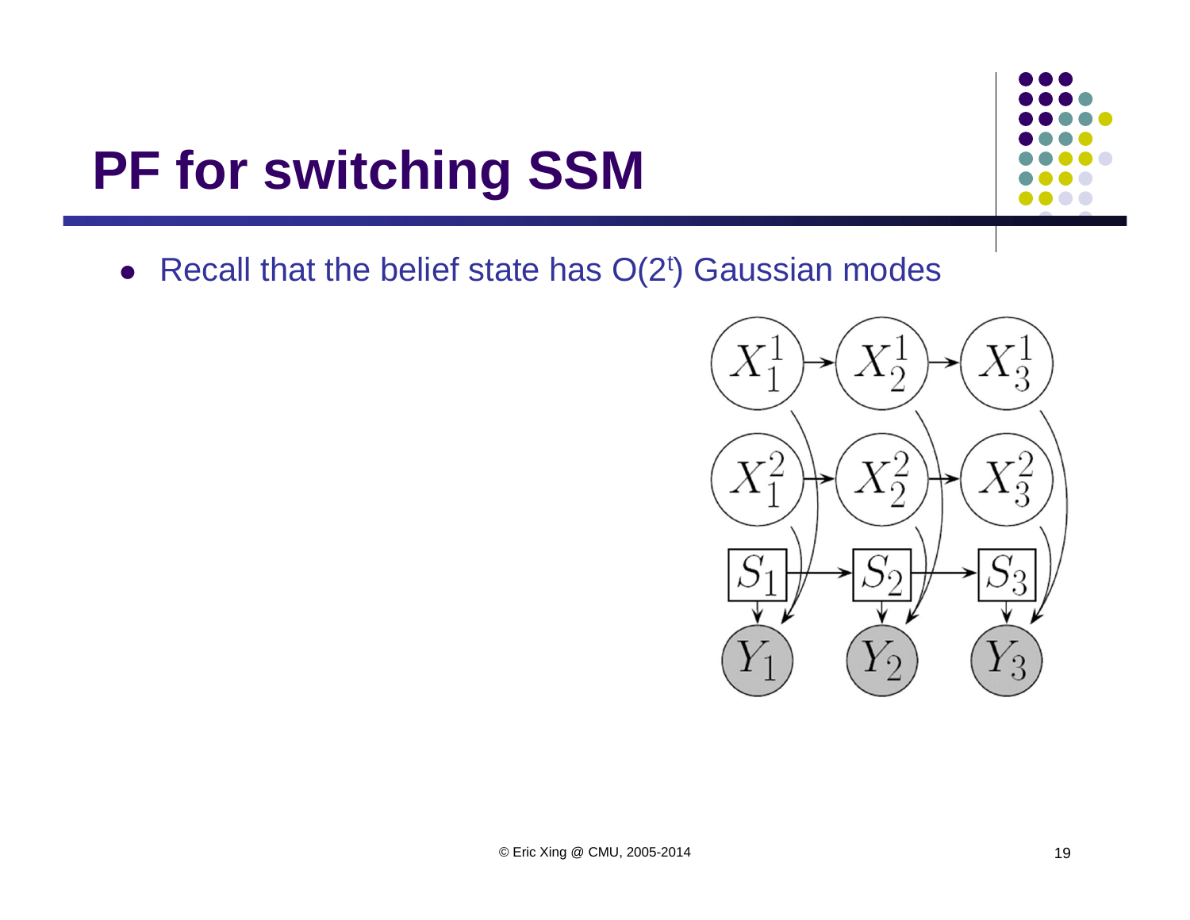# PF for switching SSM

- Recall that the belief state has $O(2^t)$ Gaussian modes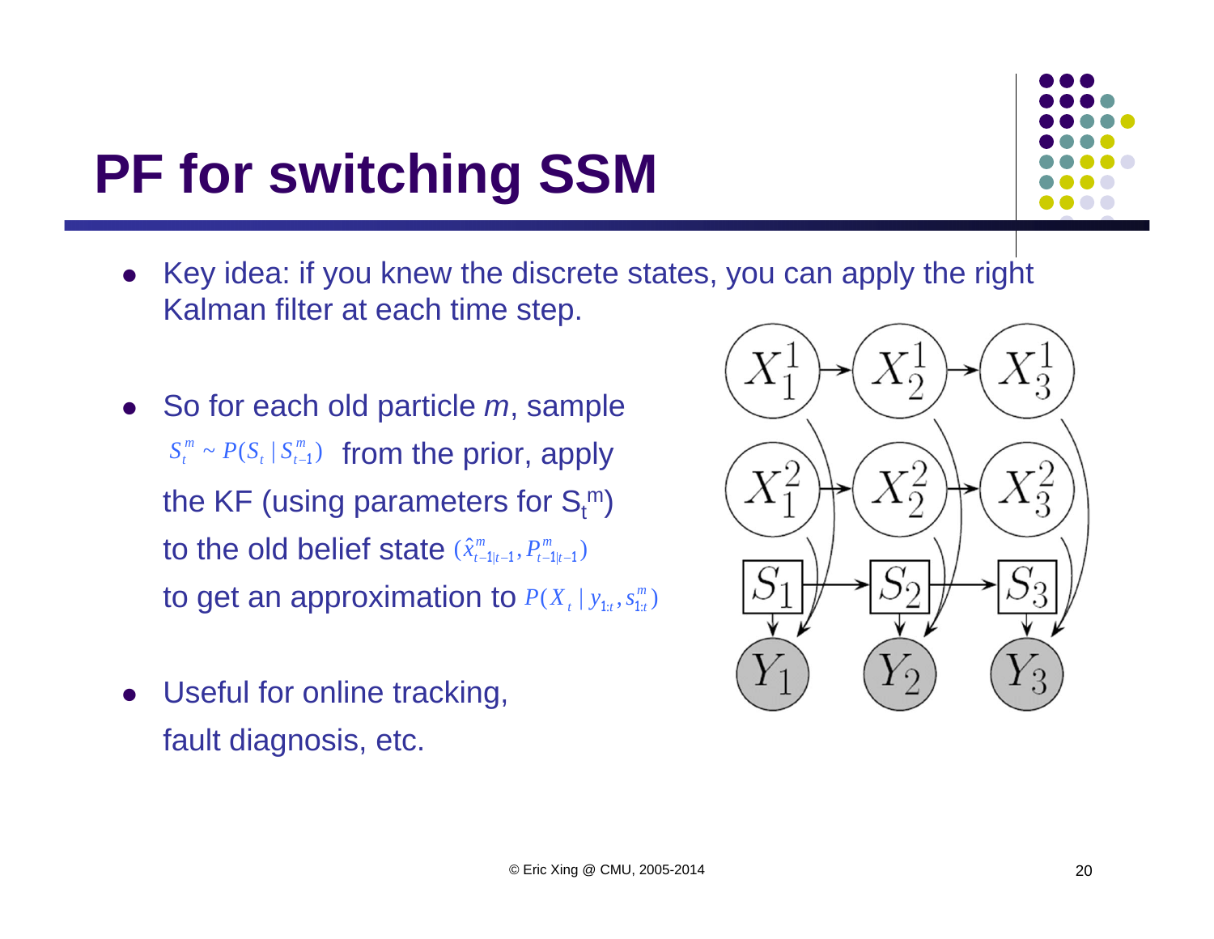# PF for switching SSM

- Key idea: if you knew the discrete states, you can apply the right Kalman filter at each time step.

- So for each old particle *m*, sample $S_t^m \sim P(S_t \mid S_{t-1}^m)$ from the prior, apply the KF (using parameters for $S_t^m$) to the old belief state $(\hat{x}_{t-1|t-1}^m, P_{t-1|t-1}^m)$ to get an approximation to $P(X_t \mid y_{1:t}, s_{1:t}^m)$

- Useful for online tracking, fault diagnosis, etc.

© Eric Xing @ CMU, 2005-2014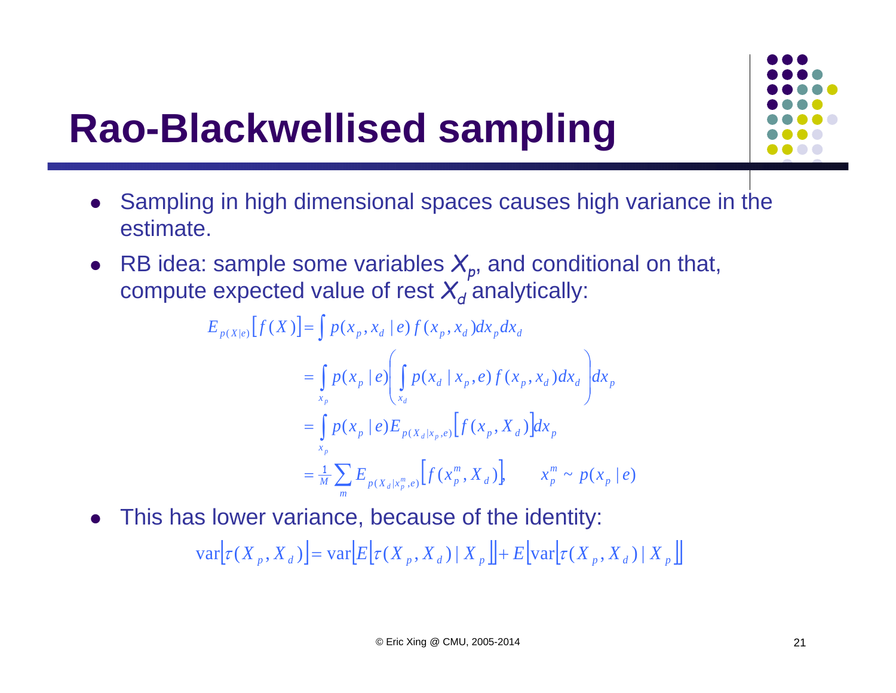# Rao-Blackwellised sampling

- Sampling in high dimensional spaces causes high variance in the estimate.
- RB idea: sample some variables $X_p$, and conditional on that, compute expected value of rest $X_d$ analytically:

$$
\begin{aligned}
E_{p(X|e)}\left[f(X)\right] &= \int p(x_p, x_d \mid e) f(x_p, x_d) dx_p dx_d \\
&= \int_{x_p} p(x_p \mid e) \left( \int_{x_d} p(x_d \mid x_p, e) f(x_p, x_d) dx_d \right) dx_p \\
&= \int_{x_p} p(x_p \mid e) E_{p(X_d \mid x_p, e)}\left[f(x_p, X_d)\right] dx_p \\
&= \tfrac{1}{M} \sum_m E_{p(X_d \mid x_p^m, e)}\left[f(x_p^m, X_d)\right], \qquad x_p^m \sim p(x_p \mid e)
\end{aligned}
$$

- This has lower variance, because of the identity:

$$
\mathrm{var}\left[\tau(X_p, X_d)\right] = \mathrm{var}\left[E\left[\tau(X_p, X_d) \mid X_p\right]\right] + E\left[\mathrm{var}\left[\tau(X_p, X_d) \mid X_p\right]\right]
$$

© Eric Xing @ CMU, 2005-2014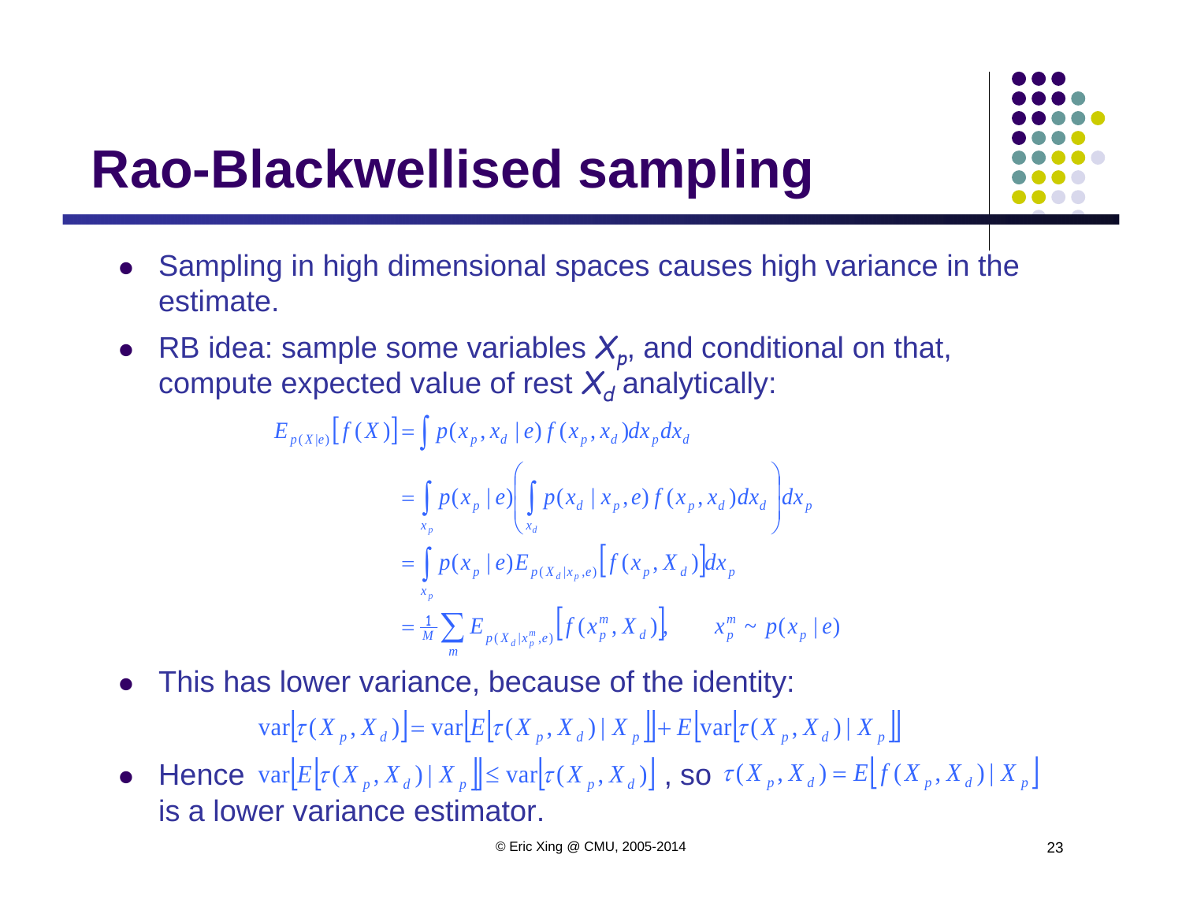# Rao-Blackwellised sampling

- Sampling in high dimensional spaces causes high variance in the estimate.
- RB idea: sample some variables $X_p$, and conditional on that, compute expected value of rest $X_d$ analytically:

$$
\begin{aligned}
E_{p(X|e)}\left[f(X)\right] &= \int p(x_p, x_d \mid e) f(x_p, x_d) dx_p dx_d \\
&= \int_{x_p} p(x_p \mid e) \left( \int_{x_d} p(x_d \mid x_p, e) f(x_p, x_d) dx_d \right) dx_p \\
&= \int_{x_p} p(x_p \mid e) E_{p(X_d|x_p,e)}\left[f(x_p, X_d)\right] dx_p \\
&= \tfrac{1}{M} \sum_m E_{p(X_d|x_p^m,e)}\left[f(x_p^m, X_d)\right], \qquad x_p^m \sim p(x_p \mid e)
\end{aligned}
$$

- This has lower variance, because of the identity:

$$
\mathrm{var}\left[\tau(X_p, X_d)\right] = \mathrm{var}\left[E\left[\tau(X_p, X_d) \mid X_p\right]\right] + E\left[\mathrm{var}\left[\tau(X_p, X_d) \mid X_p\right]\right]
$$

- Hence $\mathrm{var}\left[E\left[\tau(X_p, X_d) \mid X_p\right]\right] \le \mathrm{var}\left[\tau(X_p, X_d)\right]$, so $\tau(X_p, X_d) = E\left[f(X_p, X_d) \mid X_p\right]$ is a lower variance estimator.

© Eric Xing @ CMU, 2005-2014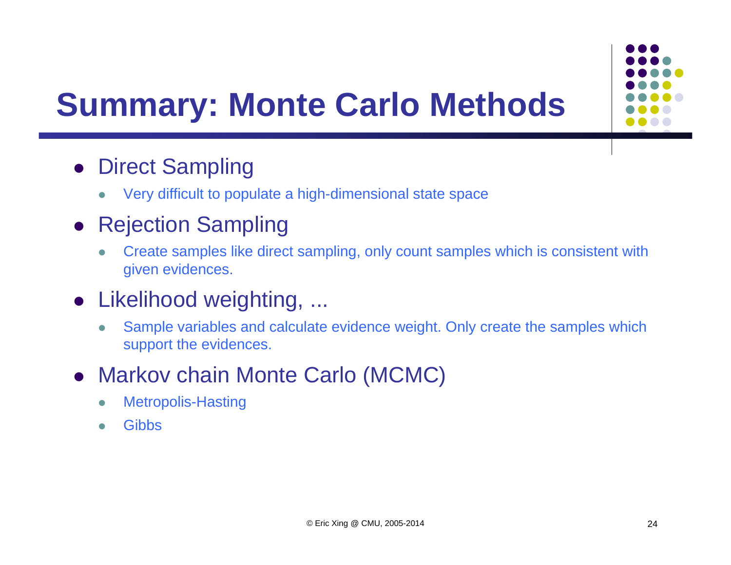# Summary: Monte Carlo Methods

- Direct Sampling
  - Very difficult to populate a high-dimensional state space
- Rejection Sampling
  - Create samples like direct sampling, only count samples which is consistent with given evidences.
- Likelihood weighting, ...
  - Sample variables and calculate evidence weight. Only create the samples which support the evidences.
- Markov chain Monte Carlo (MCMC)
  - Metropolis-Hasting
  - Gibbs